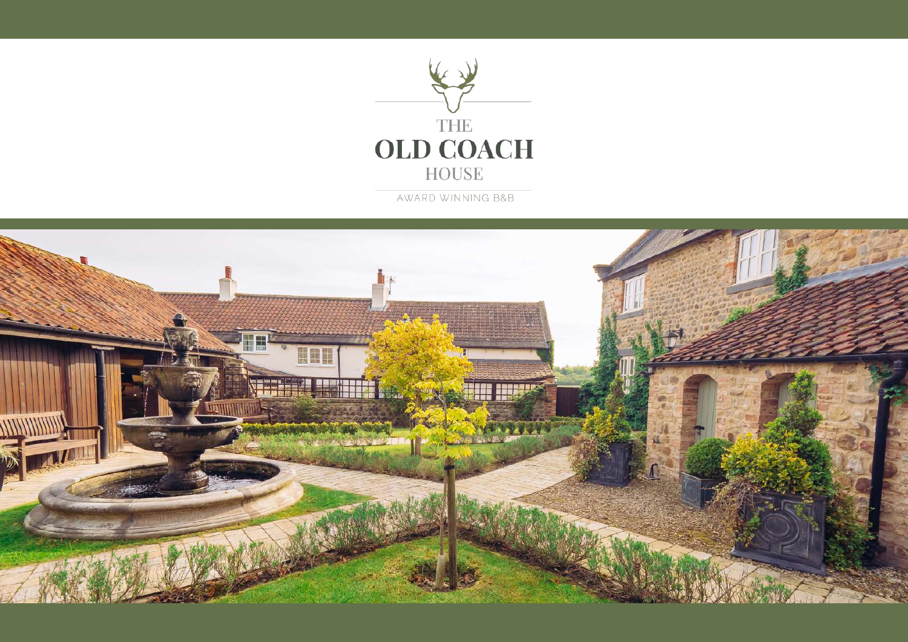# THE OLD COACH HOUSE

AWARD WINNING B&B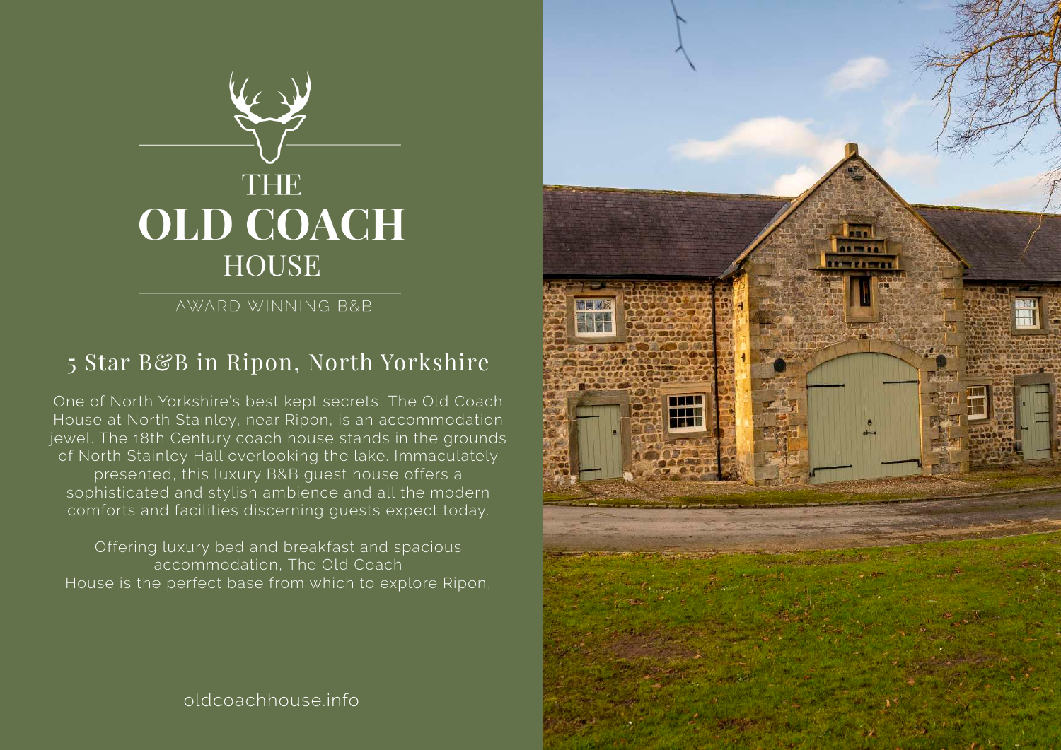# THE OLD COACH HOUSE

AWARD WINNING B&B

## 5 Star B&B in Ripon, North Yorkshire

One of North Yorkshire's best kept secrets, The Old Coach House at North Stainley, near Ripon, is an accommodation jewel. The 18th Century coach house stands in the grounds of North Stainley Hall overlooking the lake. Immaculately presented, this luxury B&B guest house offers a sophisticated and stylish ambience and all the modern comforts and facilities discerning guests expect today.

Offering luxury bed and breakfast and spacious accommodation, The Old Coach House is the perfect base from which to explore Ripon,

oldcoachhouse.info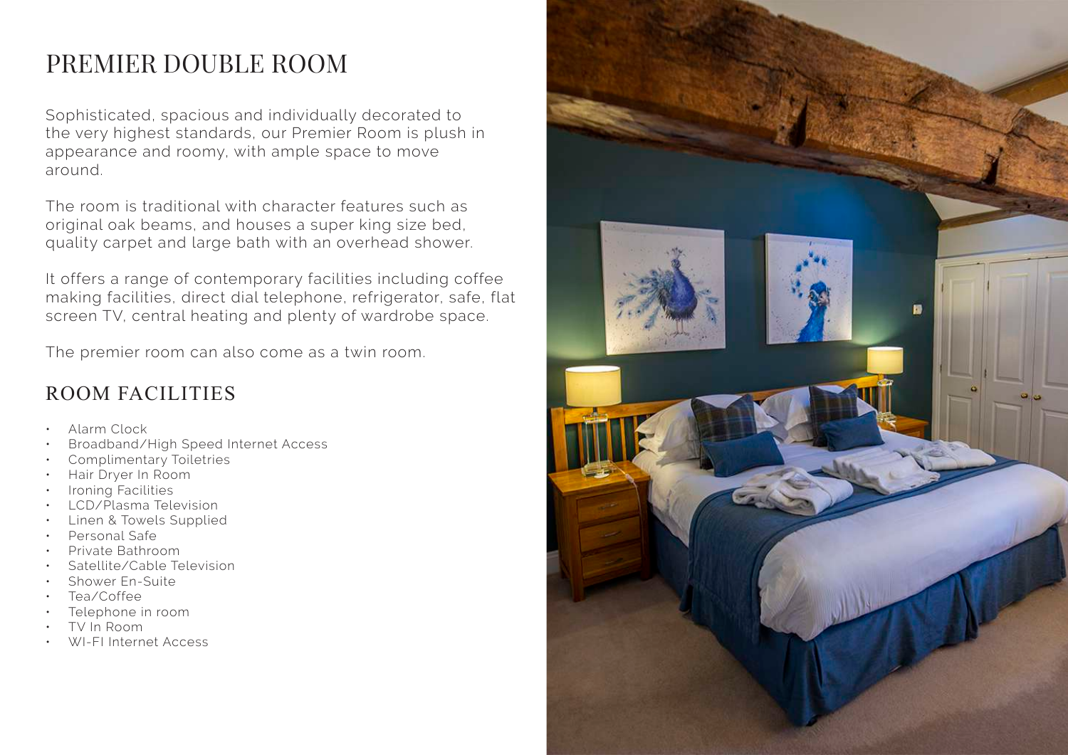# PREMIER DOUBLE ROOM

Sophisticated, spacious and individually decorated to the very highest standards, our Premier Room is plush in appearance and roomy, with ample space to move around.

The room is traditional with character features such as original oak beams, and houses a super king size bed, quality carpet and large bath with an overhead shower.

It offers a range of contemporary facilities including coffee making facilities, direct dial telephone, refrigerator, safe, flat screen TV, central heating and plenty of wardrobe space.

The premier room can also come as a twin room.

## ROOM FACILITIES

- Alarm Clock
- Broadband/High Speed Internet Access
- Complimentary Toiletries
- Hair Dryer In Room
- Ironing Facilities
- LCD/Plasma Television
- Linen & Towels Supplied
- Personal Safe
- Private Bathroom
- Satellite/Cable Television
- Shower En-Suite
- Tea/Coffee
- Telephone in room
- TV In Room
- WI-FI Internet Access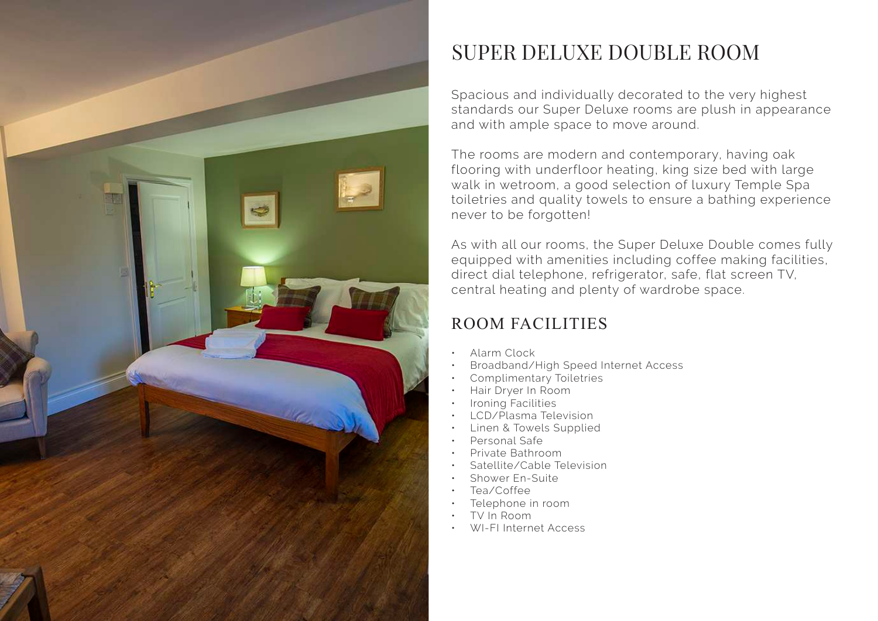# SUPER DELUXE DOUBLE ROOM

Spacious and individually decorated to the very highest standards our Super Deluxe rooms are plush in appearance and with ample space to move around.

The rooms are modern and contemporary, having oak flooring with underfloor heating, king size bed with large walk in wetroom, a good selection of luxury Temple Spa toiletries and quality towels to ensure a bathing experience never to be forgotten!

As with all our rooms, the Super Deluxe Double comes fully equipped with amenities including coffee making facilities, direct dial telephone, refrigerator, safe, flat screen TV, central heating and plenty of wardrobe space.

## ROOM FACILITIES

- Alarm Clock
- Broadband/High Speed Internet Access
- Complimentary Toiletries
- Hair Dryer In Room
- Ironing Facilities
- LCD/Plasma Television
- Linen & Towels Supplied
- Personal Safe
- Private Bathroom
- Satellite/Cable Television
- Shower En-Suite
- Tea/Coffee
- Telephone in room
- TV In Room
- WI-FI Internet Access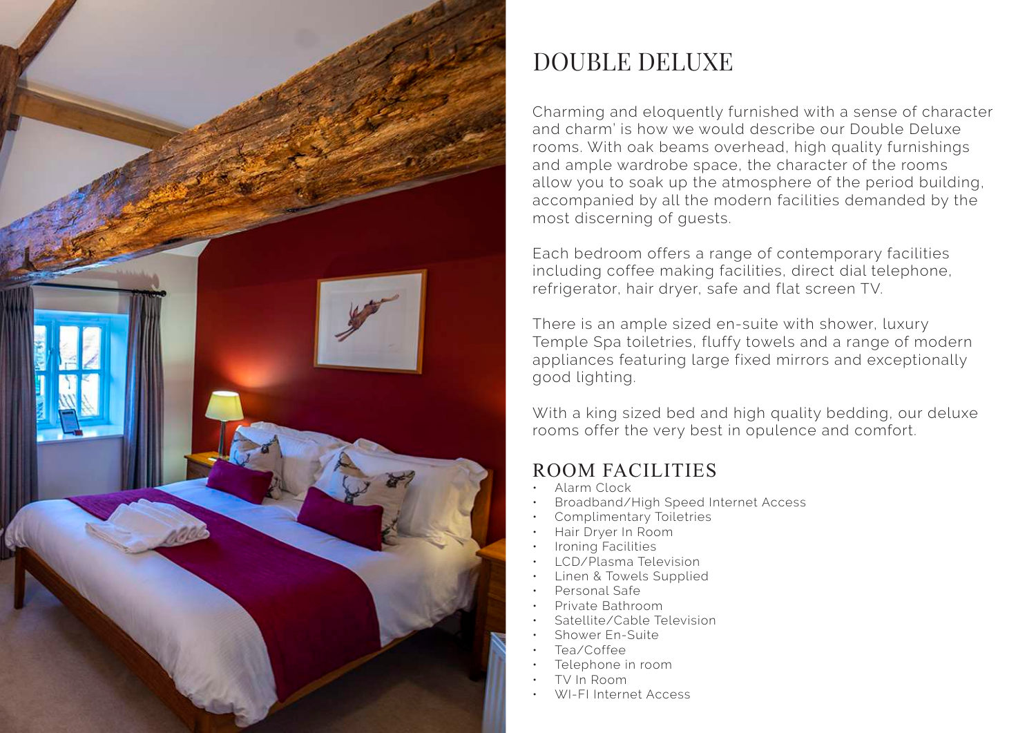# DOUBLE DELUXE

Charming and eloquently furnished with a sense of character and charm' is how we would describe our Double Deluxe rooms. With oak beams overhead, high quality furnishings and ample wardrobe space, the character of the rooms allow you to soak up the atmosphere of the period building, accompanied by all the modern facilities demanded by the most discerning of guests.

Each bedroom offers a range of contemporary facilities including coffee making facilities, direct dial telephone, refrigerator, hair dryer, safe and flat screen TV.

There is an ample sized en-suite with shower, luxury Temple Spa toiletries, fluffy towels and a range of modern appliances featuring large fixed mirrors and exceptionally good lighting.

With a king sized bed and high quality bedding, our deluxe rooms offer the very best in opulence and comfort.

## ROOM FACILITIES

- Alarm Clock
- Broadband/High Speed Internet Access
- Complimentary Toiletries
- Hair Dryer In Room
- Ironing Facilities
- LCD/Plasma Television
- Linen & Towels Supplied
- Personal Safe
- Private Bathroom
- Satellite/Cable Television
- Shower En-Suite
- Tea/Coffee
- Telephone in room
- TV In Room
- WI-FI Internet Access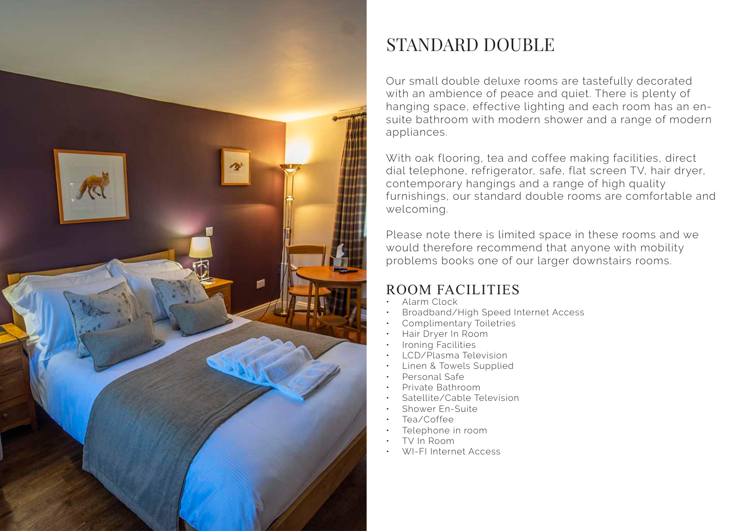# STANDARD DOUBLE

Our small double deluxe rooms are tastefully decorated with an ambience of peace and quiet. There is plenty of hanging space, effective lighting and each room has an en-suite bathroom with modern shower and a range of modern appliances.

With oak flooring, tea and coffee making facilities, direct dial telephone, refrigerator, safe, flat screen TV, hair dryer, contemporary hangings and a range of high quality furnishings, our standard double rooms are comfortable and welcoming.

Please note there is limited space in these rooms and we would therefore recommend that anyone with mobility problems books one of our larger downstairs rooms.

## ROOM FACILITIES

- Alarm Clock
- Broadband/High Speed Internet Access
- Complimentary Toiletries
- Hair Dryer In Room
- Ironing Facilities
- LCD/Plasma Television
- Linen & Towels Supplied
- Personal Safe
- Private Bathroom
- Satellite/Cable Television
- Shower En-Suite
- Tea/Coffee
- Telephone in room
- TV In Room
- WI-FI Internet Access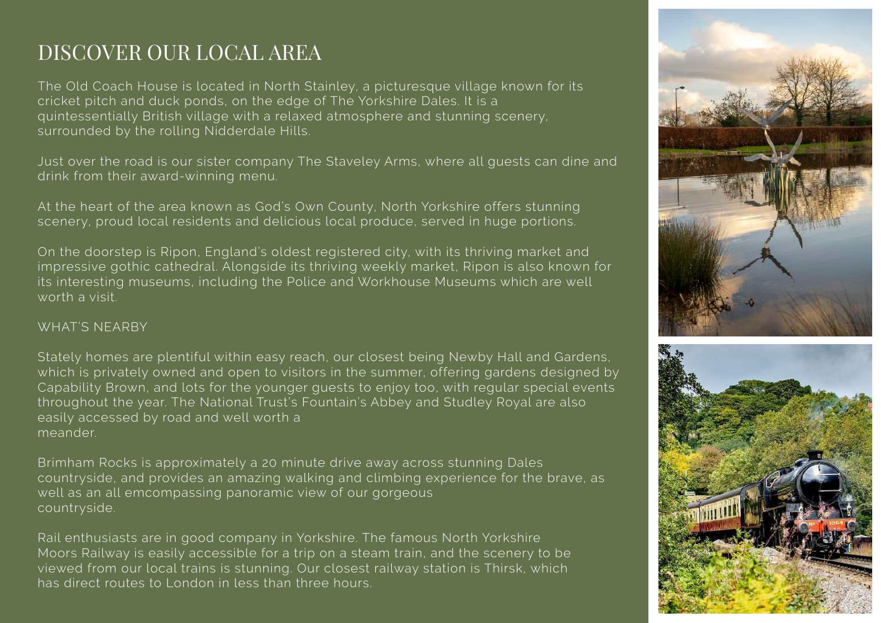# DISCOVER OUR LOCAL AREA

The Old Coach House is located in North Stainley, a picturesque village known for its cricket pitch and duck ponds, on the edge of The Yorkshire Dales. It is a quintessentially British village with a relaxed atmosphere and stunning scenery, surrounded by the rolling Nidderdale Hills.

Just over the road is our sister company The Staveley Arms, where all guests can dine and drink from their award-winning menu.

At the heart of the area known as God's Own County, North Yorkshire offers stunning scenery, proud local residents and delicious local produce, served in huge portions.

On the doorstep is Ripon, England's oldest registered city, with its thriving market and impressive gothic cathedral. Alongside its thriving weekly market, Ripon is also known for its interesting museums, including the Police and Workhouse Museums which are well worth a visit.

## WHAT'S NEARBY

Stately homes are plentiful within easy reach, our closest being Newby Hall and Gardens, which is privately owned and open to visitors in the summer, offering gardens designed by Capability Brown, and lots for the younger guests to enjoy too, with regular special events throughout the year. The National Trust's Fountain's Abbey and Studley Royal are also easily accessed by road and well worth a meander.

Brimham Rocks is approximately a 20 minute drive away across stunning Dales countryside, and provides an amazing walking and climbing experience for the brave, as well as an all emcompassing panoramic view of our gorgeous countryside.

Rail enthusiasts are in good company in Yorkshire. The famous North Yorkshire Moors Railway is easily accessible for a trip on a steam train, and the scenery to be viewed from our local trains is stunning. Our closest railway station is Thirsk, which has direct routes to London in less than three hours.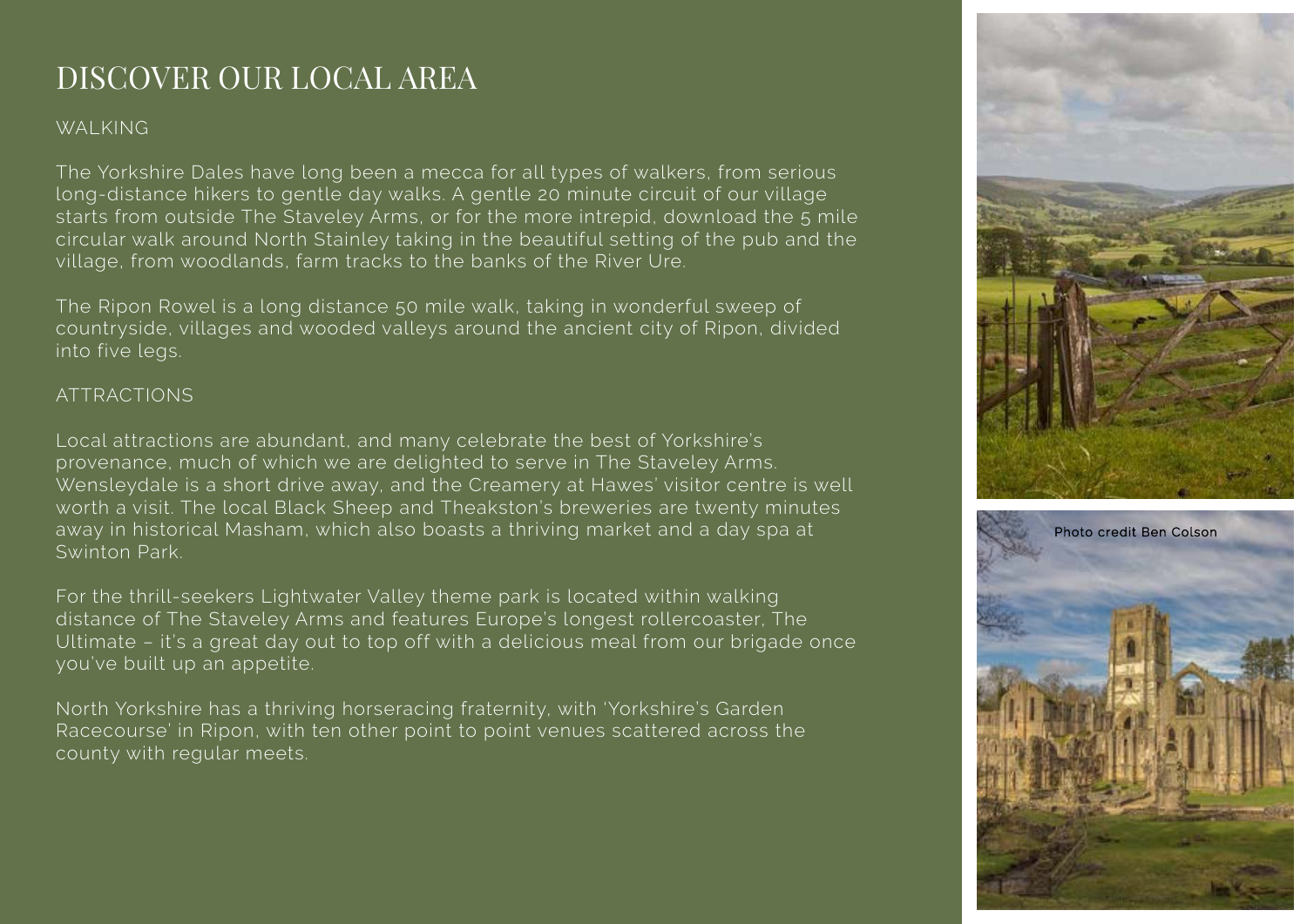# DISCOVER OUR LOCAL AREA

## WALKING

The Yorkshire Dales have long been a mecca for all types of walkers, from serious long-distance hikers to gentle day walks. A gentle 20 minute circuit of our village starts from outside The Staveley Arms, or for the more intrepid, download the 5 mile circular walk around North Stainley taking in the beautiful setting of the pub and the village, from woodlands, farm tracks to the banks of the River Ure.

The Ripon Rowel is a long distance 50 mile walk, taking in wonderful sweep of countryside, villages and wooded valleys around the ancient city of Ripon, divided into five legs.

## ATTRACTIONS

Local attractions are abundant, and many celebrate the best of Yorkshire's provenance, much of which we are delighted to serve in The Staveley Arms. Wensleydale is a short drive away, and the Creamery at Hawes' visitor centre is well worth a visit. The local Black Sheep and Theakston's breweries are twenty minutes away in historical Masham, which also boasts a thriving market and a day spa at Swinton Park.

For the thrill-seekers Lightwater Valley theme park is located within walking distance of The Staveley Arms and features Europe's longest rollercoaster, The Ultimate – it's a great day out to top off with a delicious meal from our brigade once you've built up an appetite.

North Yorkshire has a thriving horseracing fraternity, with 'Yorkshire's Garden Racecourse' in Ripon, with ten other point to point venues scattered across the county with regular meets.

Photo credit Ben Colson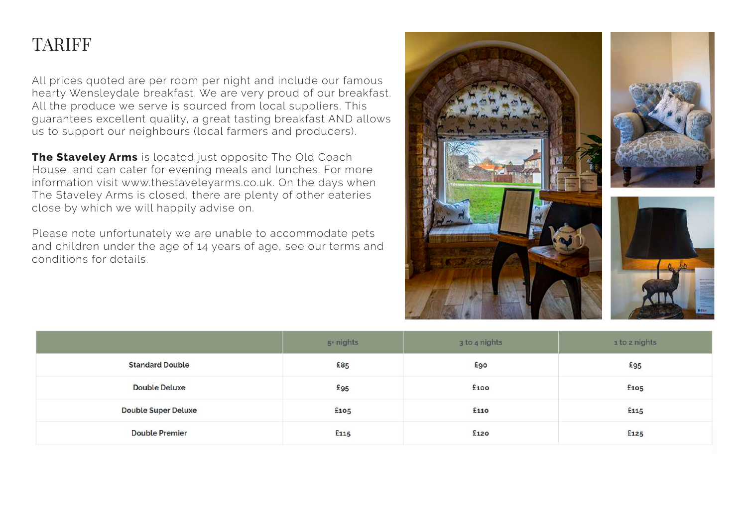# TARIFF

All prices quoted are per room per night and include our famous hearty Wensleydale breakfast. We are very proud of our breakfast. All the produce we serve is sourced from local suppliers. This guarantees excellent quality, a great tasting breakfast AND allows us to support our neighbours (local farmers and producers).

**The Staveley Arms** is located just opposite The Old Coach House, and can cater for evening meals and lunches. For more information visit www.thestaveleyarms.co.uk. On the days when The Staveley Arms is closed, there are plenty of other eateries close by which we will happily advise on.

Please note unfortunately we are unable to accommodate pets and children under the age of 14 years of age, see our terms and conditions for details.

| | 5+ nights | 3 to 4 nights | 1 to 2 nights |
|---|---|---|---|
| Standard Double | £85 | £90 | £95 |
| Double Deluxe | £95 | £100 | £105 |
| Double Super Deluxe | £105 | £110 | £115 |
| Double Premier | £115 | £120 | £125 |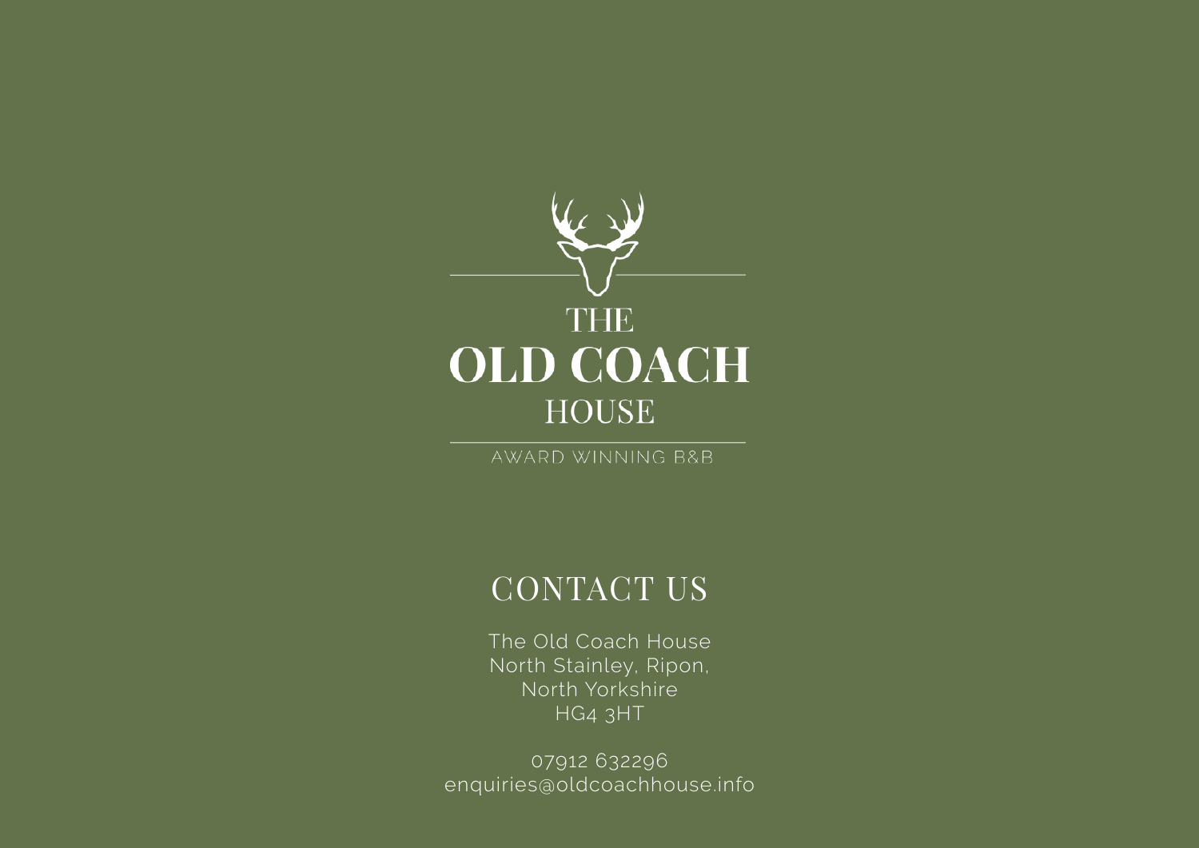THE
# OLD COACH
HOUSE

AWARD WINNING B&B

## CONTACT US

The Old Coach House
North Stainley, Ripon,
North Yorkshire
HG4 3HT

07912 632296
enquiries@oldcoachhouse.info